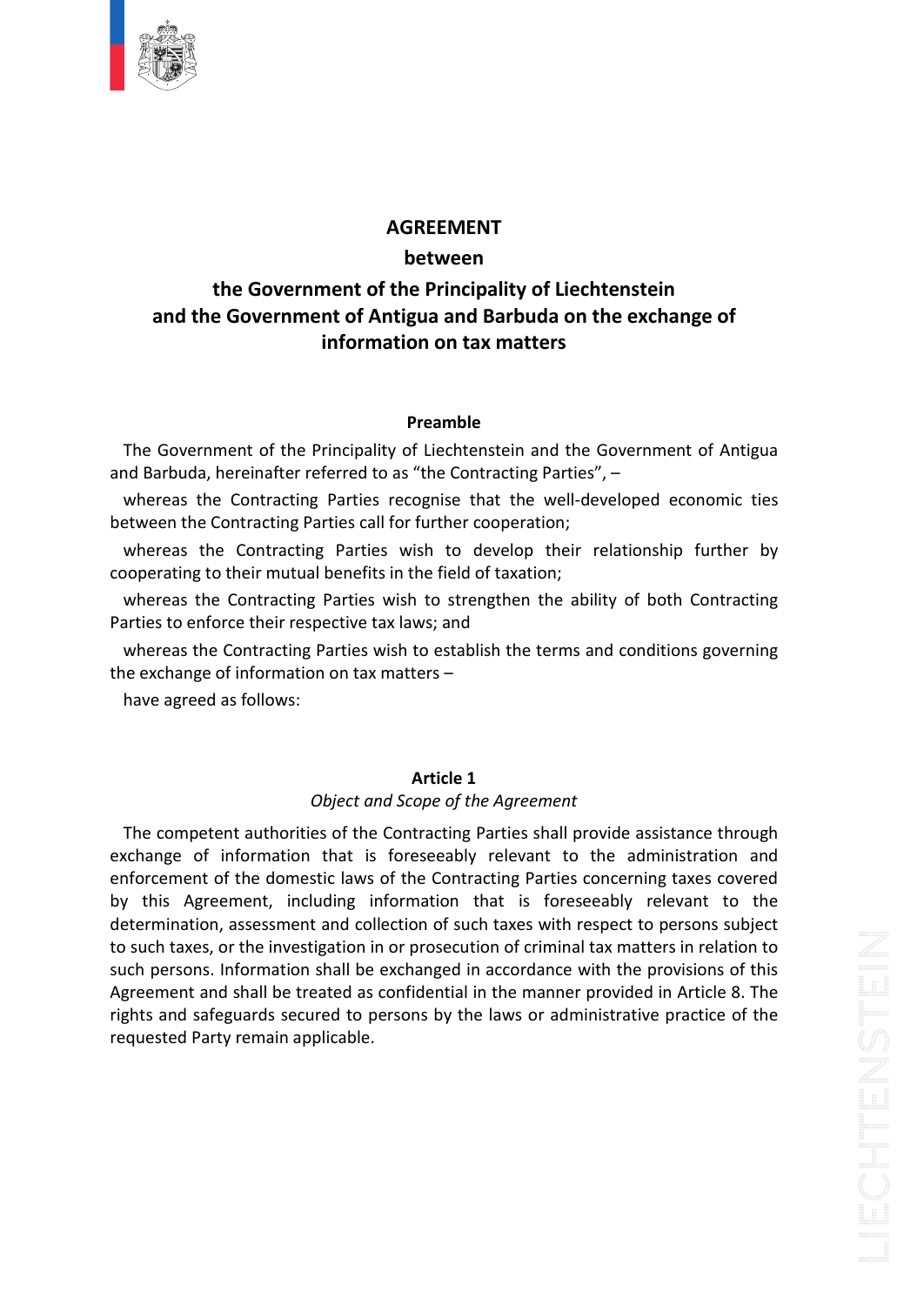# AGREEMENT

## between

## the Government of the Principality of Liechtenstein and the Government of Antigua and Barbuda on the exchange of information on tax matters

### Preamble

The Government of the Principality of Liechtenstein and the Government of Antigua and Barbuda, hereinafter referred to as "the Contracting Parties", –

whereas the Contracting Parties recognise that the well-developed economic ties between the Contracting Parties call for further cooperation;

whereas the Contracting Parties wish to develop their relationship further by cooperating to their mutual benefits in the field of taxation;

whereas the Contracting Parties wish to strengthen the ability of both Contracting Parties to enforce their respective tax laws; and

whereas the Contracting Parties wish to establish the terms and conditions governing the exchange of information on tax matters –

have agreed as follows:

### Article 1

*Object and Scope of the Agreement*

The competent authorities of the Contracting Parties shall provide assistance through exchange of information that is foreseeably relevant to the administration and enforcement of the domestic laws of the Contracting Parties concerning taxes covered by this Agreement, including information that is foreseeably relevant to the determination, assessment and collection of such taxes with respect to persons subject to such taxes, or the investigation in or prosecution of criminal tax matters in relation to such persons. Information shall be exchanged in accordance with the provisions of this Agreement and shall be treated as confidential in the manner provided in Article 8. The rights and safeguards secured to persons by the laws or administrative practice of the requested Party remain applicable.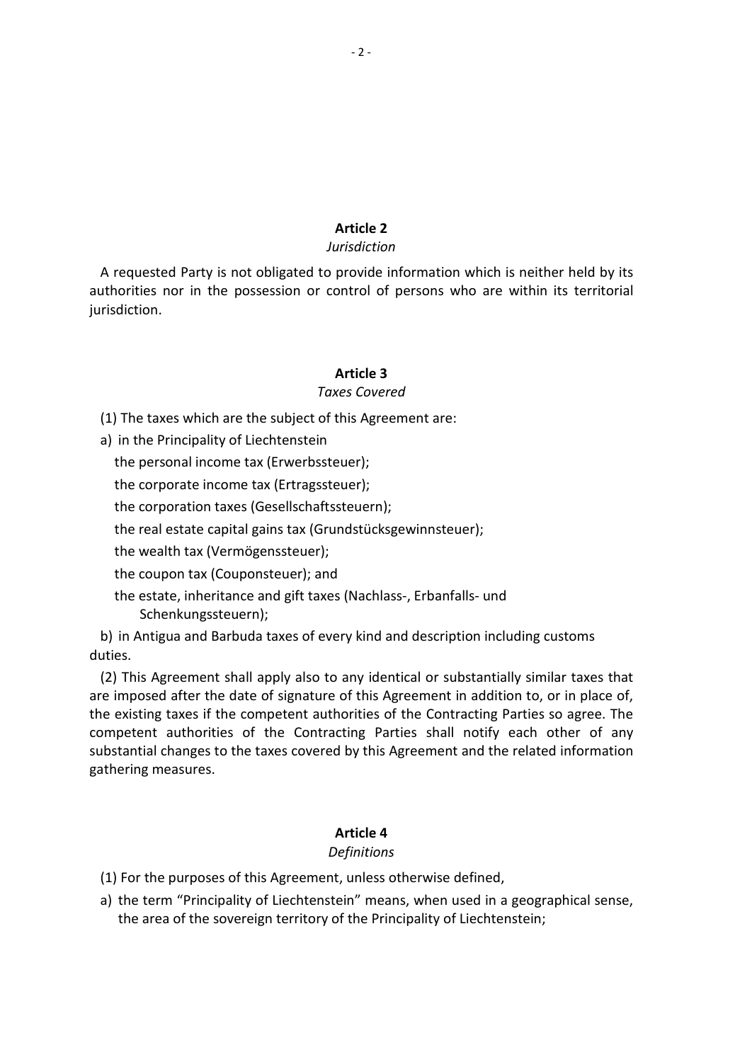## Article 2

*Jurisdiction*

A requested Party is not obligated to provide information which is neither held by its authorities nor in the possession or control of persons who are within its territorial jurisdiction.

## Article 3

*Taxes Covered*

(1) The taxes which are the subject of this Agreement are:

a) in the Principality of Liechtenstein

the personal income tax (Erwerbssteuer);

the corporate income tax (Ertragssteuer);

the corporation taxes (Gesellschaftssteuern);

the real estate capital gains tax (Grundstücksgewinnsteuer);

the wealth tax (Vermögenssteuer);

the coupon tax (Couponsteuer); and

the estate, inheritance and gift taxes (Nachlass-, Erbanfalls- und Schenkungssteuern);

b) in Antigua and Barbuda taxes of every kind and description including customs duties.

(2) This Agreement shall apply also to any identical or substantially similar taxes that are imposed after the date of signature of this Agreement in addition to, or in place of, the existing taxes if the competent authorities of the Contracting Parties so agree. The competent authorities of the Contracting Parties shall notify each other of any substantial changes to the taxes covered by this Agreement and the related information gathering measures.

## Article 4

*Definitions*

(1) For the purposes of this Agreement, unless otherwise defined,

a) the term "Principality of Liechtenstein" means, when used in a geographical sense, the area of the sovereign territory of the Principality of Liechtenstein;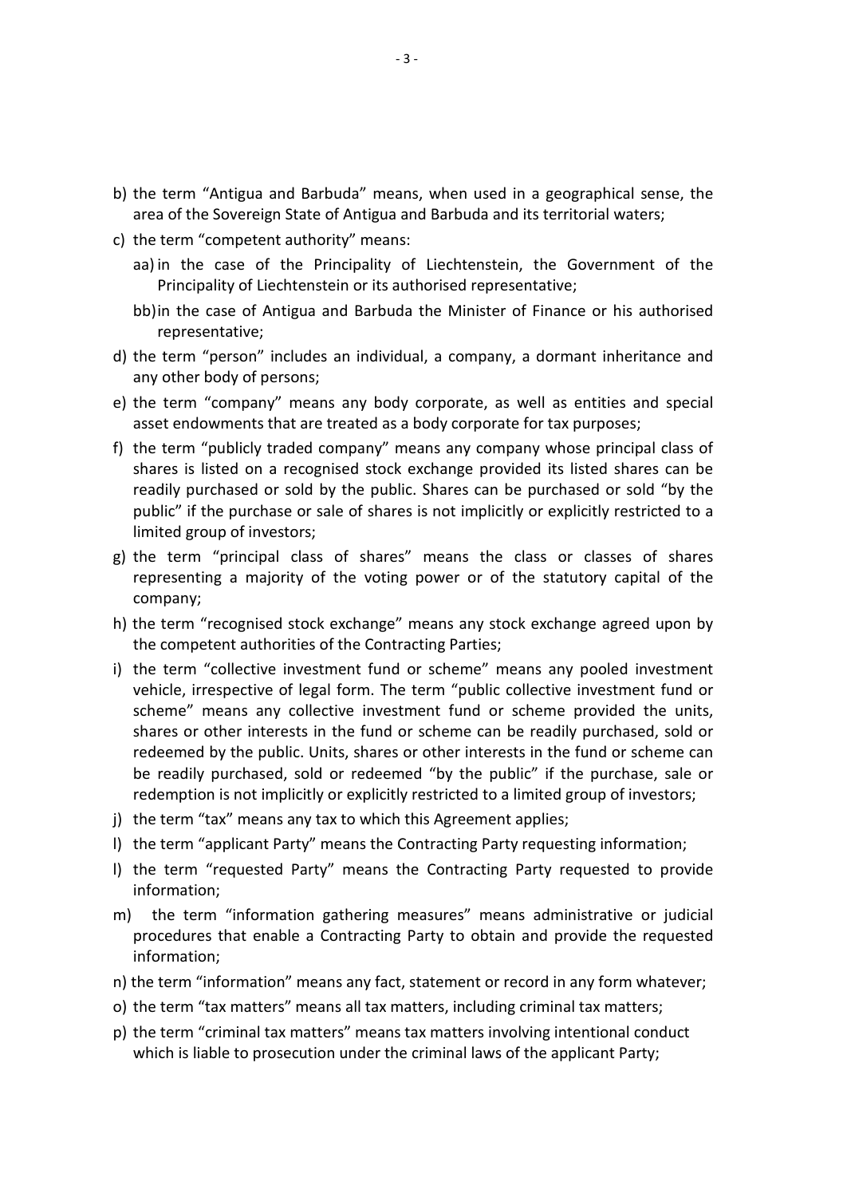b) the term "Antigua and Barbuda" means, when used in a geographical sense, the area of the Sovereign State of Antigua and Barbuda and its territorial waters;

c) the term "competent authority" means:

   aa) in the case of the Principality of Liechtenstein, the Government of the Principality of Liechtenstein or its authorised representative;

   bb) in the case of Antigua and Barbuda the Minister of Finance or his authorised representative;

d) the term "person" includes an individual, a company, a dormant inheritance and any other body of persons;

e) the term "company" means any body corporate, as well as entities and special asset endowments that are treated as a body corporate for tax purposes;

f) the term "publicly traded company" means any company whose principal class of shares is listed on a recognised stock exchange provided its listed shares can be readily purchased or sold by the public. Shares can be purchased or sold "by the public" if the purchase or sale of shares is not implicitly or explicitly restricted to a limited group of investors;

g) the term "principal class of shares" means the class or classes of shares representing a majority of the voting power or of the statutory capital of the company;

h) the term "recognised stock exchange" means any stock exchange agreed upon by the competent authorities of the Contracting Parties;

i) the term "collective investment fund or scheme" means any pooled investment vehicle, irrespective of legal form. The term "public collective investment fund or scheme" means any collective investment fund or scheme provided the units, shares or other interests in the fund or scheme can be readily purchased, sold or redeemed by the public. Units, shares or other interests in the fund or scheme can be readily purchased, sold or redeemed "by the public" if the purchase, sale or redemption is not implicitly or explicitly restricted to a limited group of investors;

j) the term "tax" means any tax to which this Agreement applies;

l) the term "applicant Party" means the Contracting Party requesting information;

l) the term "requested Party" means the Contracting Party requested to provide information;

m) the term "information gathering measures" means administrative or judicial procedures that enable a Contracting Party to obtain and provide the requested information;

n) the term "information" means any fact, statement or record in any form whatever;

o) the term "tax matters" means all tax matters, including criminal tax matters;

p) the term "criminal tax matters" means tax matters involving intentional conduct which is liable to prosecution under the criminal laws of the applicant Party;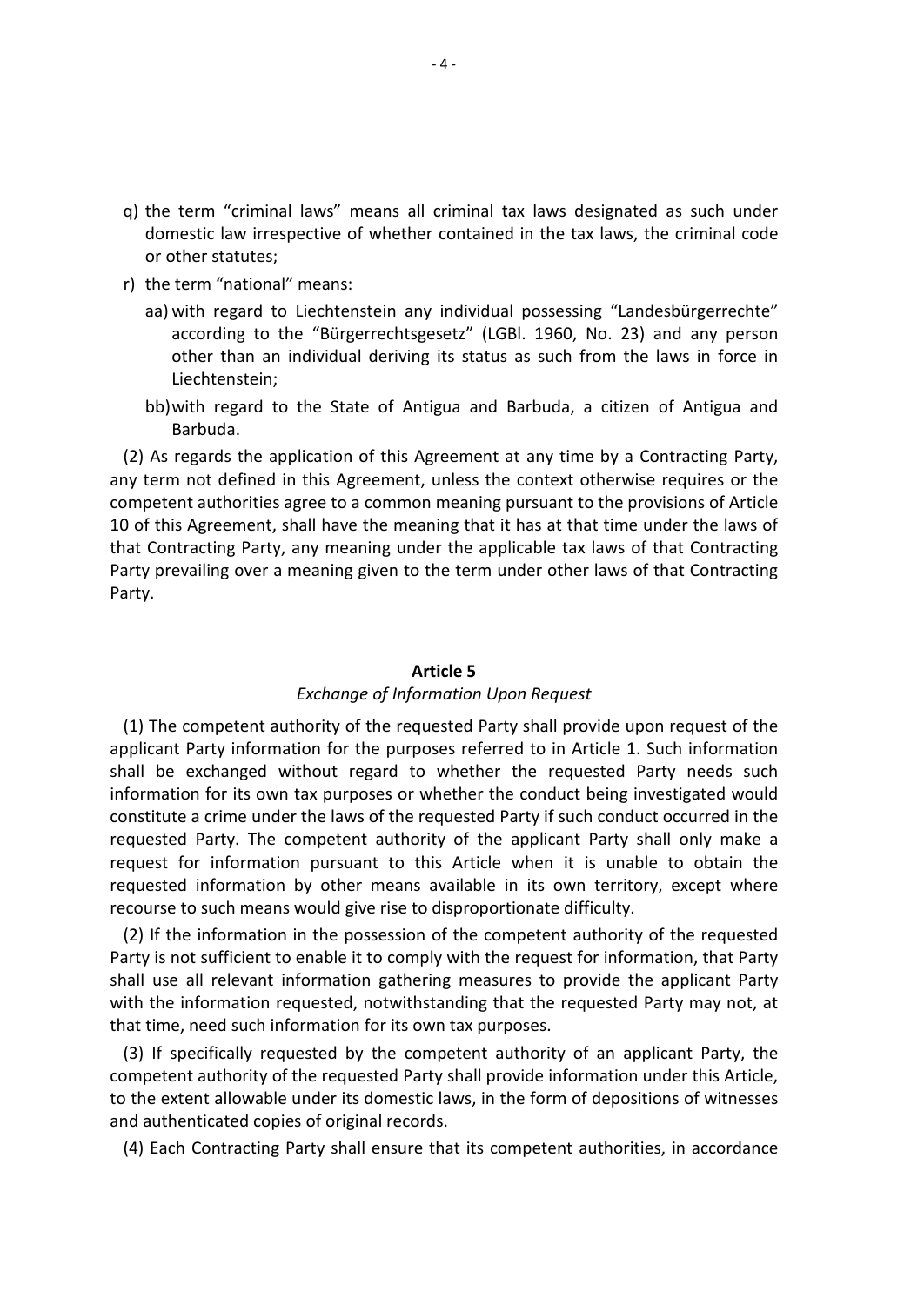q) the term "criminal laws" means all criminal tax laws designated as such under domestic law irrespective of whether contained in the tax laws, the criminal code or other statutes;

r) the term "national" means:

   aa) with regard to Liechtenstein any individual possessing "Landesbürgerrechte" according to the "Bürgerrechtsgesetz" (LGBl. 1960, No. 23) and any person other than an individual deriving its status as such from the laws in force in Liechtenstein;

   bb) with regard to the State of Antigua and Barbuda, a citizen of Antigua and Barbuda.

(2) As regards the application of this Agreement at any time by a Contracting Party, any term not defined in this Agreement, unless the context otherwise requires or the competent authorities agree to a common meaning pursuant to the provisions of Article 10 of this Agreement, shall have the meaning that it has at that time under the laws of that Contracting Party, any meaning under the applicable tax laws of that Contracting Party prevailing over a meaning given to the term under other laws of that Contracting Party.

## Article 5

*Exchange of Information Upon Request*

(1) The competent authority of the requested Party shall provide upon request of the applicant Party information for the purposes referred to in Article 1. Such information shall be exchanged without regard to whether the requested Party needs such information for its own tax purposes or whether the conduct being investigated would constitute a crime under the laws of the requested Party if such conduct occurred in the requested Party. The competent authority of the applicant Party shall only make a request for information pursuant to this Article when it is unable to obtain the requested information by other means available in its own territory, except where recourse to such means would give rise to disproportionate difficulty.

(2) If the information in the possession of the competent authority of the requested Party is not sufficient to enable it to comply with the request for information, that Party shall use all relevant information gathering measures to provide the applicant Party with the information requested, notwithstanding that the requested Party may not, at that time, need such information for its own tax purposes.

(3) If specifically requested by the competent authority of an applicant Party, the competent authority of the requested Party shall provide information under this Article, to the extent allowable under its domestic laws, in the form of depositions of witnesses and authenticated copies of original records.

(4) Each Contracting Party shall ensure that its competent authorities, in accordance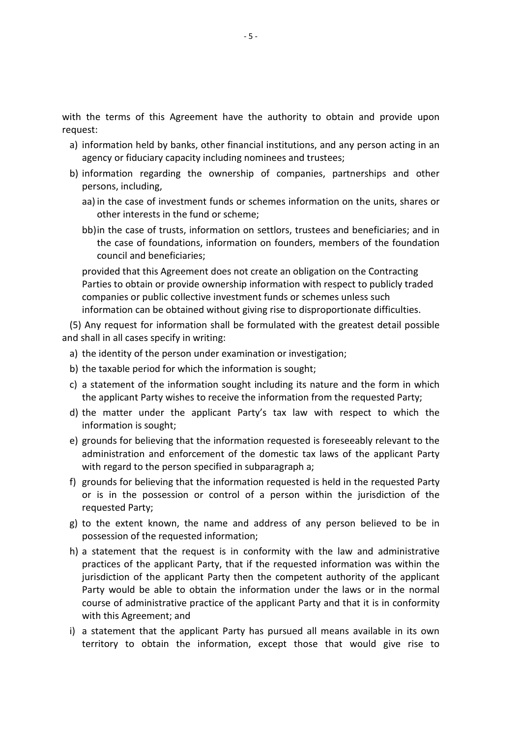with the terms of this Agreement have the authority to obtain and provide upon request:

a) information held by banks, other financial institutions, and any person acting in an agency or fiduciary capacity including nominees and trustees;
b) information regarding the ownership of companies, partnerships and other persons, including,
   aa) in the case of investment funds or schemes information on the units, shares or other interests in the fund or scheme;
   bb) in the case of trusts, information on settlors, trustees and beneficiaries; and in the case of foundations, information on founders, members of the foundation council and beneficiaries;

   provided that this Agreement does not create an obligation on the Contracting Parties to obtain or provide ownership information with respect to publicly traded companies or public collective investment funds or schemes unless such information can be obtained without giving rise to disproportionate difficulties.

(5) Any request for information shall be formulated with the greatest detail possible and shall in all cases specify in writing:

a) the identity of the person under examination or investigation;
b) the taxable period for which the information is sought;
c) a statement of the information sought including its nature and the form in which the applicant Party wishes to receive the information from the requested Party;
d) the matter under the applicant Party's tax law with respect to which the information is sought;
e) grounds for believing that the information requested is foreseeably relevant to the administration and enforcement of the domestic tax laws of the applicant Party with regard to the person specified in subparagraph a;
f) grounds for believing that the information requested is held in the requested Party or is in the possession or control of a person within the jurisdiction of the requested Party;
g) to the extent known, the name and address of any person believed to be in possession of the requested information;
h) a statement that the request is in conformity with the law and administrative practices of the applicant Party, that if the requested information was within the jurisdiction of the applicant Party then the competent authority of the applicant Party would be able to obtain the information under the laws or in the normal course of administrative practice of the applicant Party and that it is in conformity with this Agreement; and
i) a statement that the applicant Party has pursued all means available in its own territory to obtain the information, except those that would give rise to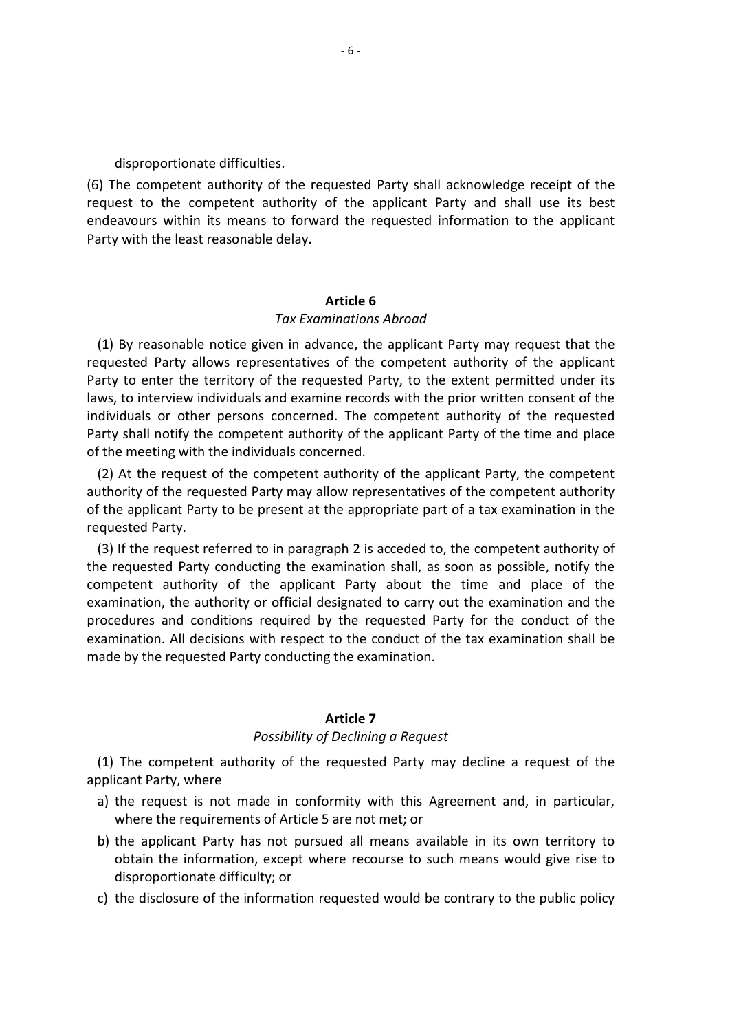disproportionate difficulties.

(6) The competent authority of the requested Party shall acknowledge receipt of the request to the competent authority of the applicant Party and shall use its best endeavours within its means to forward the requested information to the applicant Party with the least reasonable delay.

## Article 6

*Tax Examinations Abroad*

(1) By reasonable notice given in advance, the applicant Party may request that the requested Party allows representatives of the competent authority of the applicant Party to enter the territory of the requested Party, to the extent permitted under its laws, to interview individuals and examine records with the prior written consent of the individuals or other persons concerned. The competent authority of the requested Party shall notify the competent authority of the applicant Party of the time and place of the meeting with the individuals concerned.

(2) At the request of the competent authority of the applicant Party, the competent authority of the requested Party may allow representatives of the competent authority of the applicant Party to be present at the appropriate part of a tax examination in the requested Party.

(3) If the request referred to in paragraph 2 is acceded to, the competent authority of the requested Party conducting the examination shall, as soon as possible, notify the competent authority of the applicant Party about the time and place of the examination, the authority or official designated to carry out the examination and the procedures and conditions required by the requested Party for the conduct of the examination. All decisions with respect to the conduct of the tax examination shall be made by the requested Party conducting the examination.

## Article 7

*Possibility of Declining a Request*

(1) The competent authority of the requested Party may decline a request of the applicant Party, where

a) the request is not made in conformity with this Agreement and, in particular, where the requirements of Article 5 are not met; or

b) the applicant Party has not pursued all means available in its own territory to obtain the information, except where recourse to such means would give rise to disproportionate difficulty; or

c) the disclosure of the information requested would be contrary to the public policy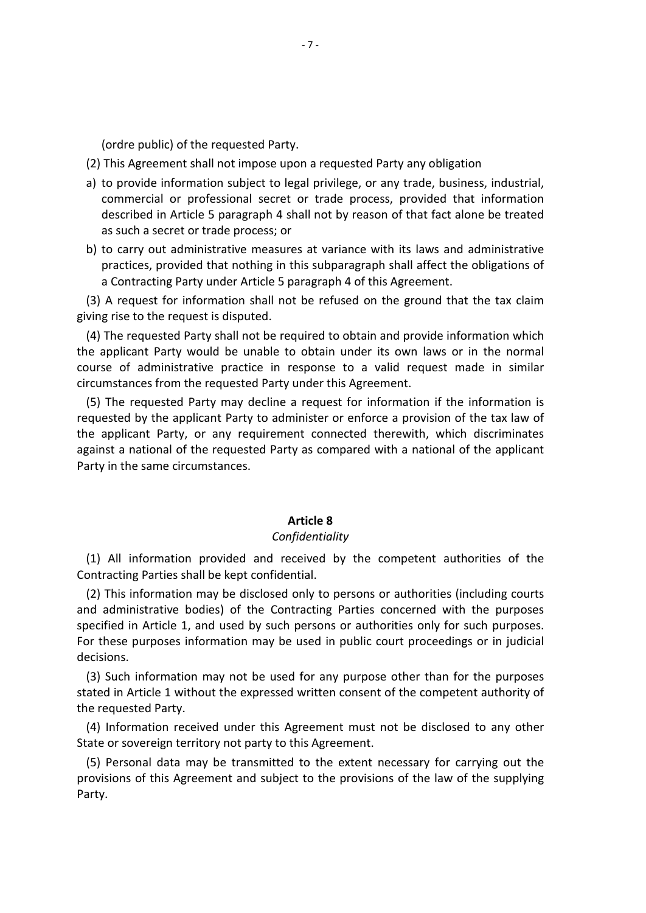(ordre public) of the requested Party.

(2) This Agreement shall not impose upon a requested Party any obligation

a) to provide information subject to legal privilege, or any trade, business, industrial, commercial or professional secret or trade process, provided that information described in Article 5 paragraph 4 shall not by reason of that fact alone be treated as such a secret or trade process; or

b) to carry out administrative measures at variance with its laws and administrative practices, provided that nothing in this subparagraph shall affect the obligations of a Contracting Party under Article 5 paragraph 4 of this Agreement.

(3) A request for information shall not be refused on the ground that the tax claim giving rise to the request is disputed.

(4) The requested Party shall not be required to obtain and provide information which the applicant Party would be unable to obtain under its own laws or in the normal course of administrative practice in response to a valid request made in similar circumstances from the requested Party under this Agreement.

(5) The requested Party may decline a request for information if the information is requested by the applicant Party to administer or enforce a provision of the tax law of the applicant Party, or any requirement connected therewith, which discriminates against a national of the requested Party as compared with a national of the applicant Party in the same circumstances.

## Article 8

*Confidentiality*

(1) All information provided and received by the competent authorities of the Contracting Parties shall be kept confidential.

(2) This information may be disclosed only to persons or authorities (including courts and administrative bodies) of the Contracting Parties concerned with the purposes specified in Article 1, and used by such persons or authorities only for such purposes. For these purposes information may be used in public court proceedings or in judicial decisions.

(3) Such information may not be used for any purpose other than for the purposes stated in Article 1 without the expressed written consent of the competent authority of the requested Party.

(4) Information received under this Agreement must not be disclosed to any other State or sovereign territory not party to this Agreement.

(5) Personal data may be transmitted to the extent necessary for carrying out the provisions of this Agreement and subject to the provisions of the law of the supplying Party.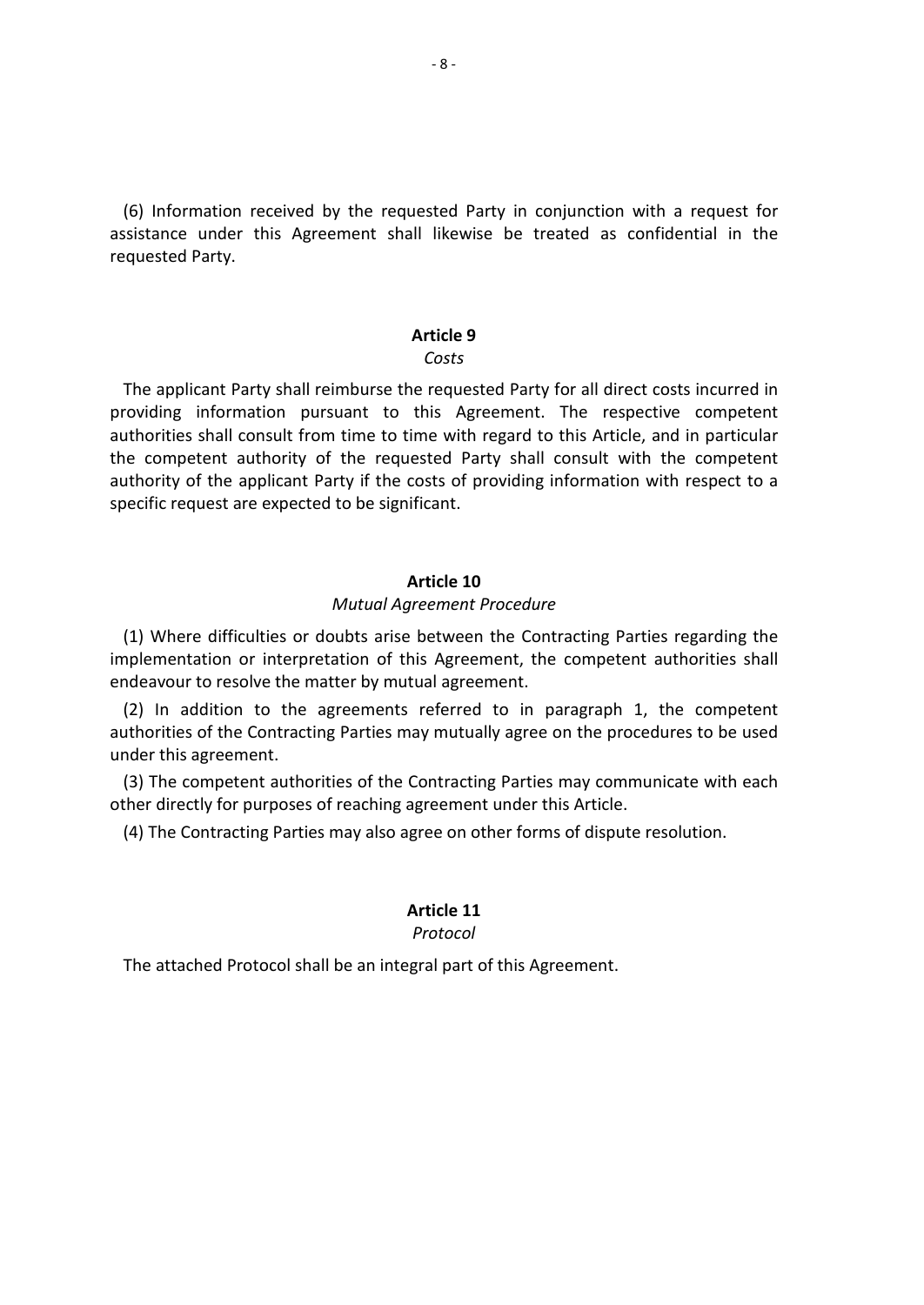(6) Information received by the requested Party in conjunction with a request for assistance under this Agreement shall likewise be treated as confidential in the requested Party.

## Article 9

*Costs*

The applicant Party shall reimburse the requested Party for all direct costs incurred in providing information pursuant to this Agreement. The respective competent authorities shall consult from time to time with regard to this Article, and in particular the competent authority of the requested Party shall consult with the competent authority of the applicant Party if the costs of providing information with respect to a specific request are expected to be significant.

## Article 10

*Mutual Agreement Procedure*

(1) Where difficulties or doubts arise between the Contracting Parties regarding the implementation or interpretation of this Agreement, the competent authorities shall endeavour to resolve the matter by mutual agreement.

(2) In addition to the agreements referred to in paragraph 1, the competent authorities of the Contracting Parties may mutually agree on the procedures to be used under this agreement.

(3) The competent authorities of the Contracting Parties may communicate with each other directly for purposes of reaching agreement under this Article.

(4) The Contracting Parties may also agree on other forms of dispute resolution.

## Article 11

*Protocol*

The attached Protocol shall be an integral part of this Agreement.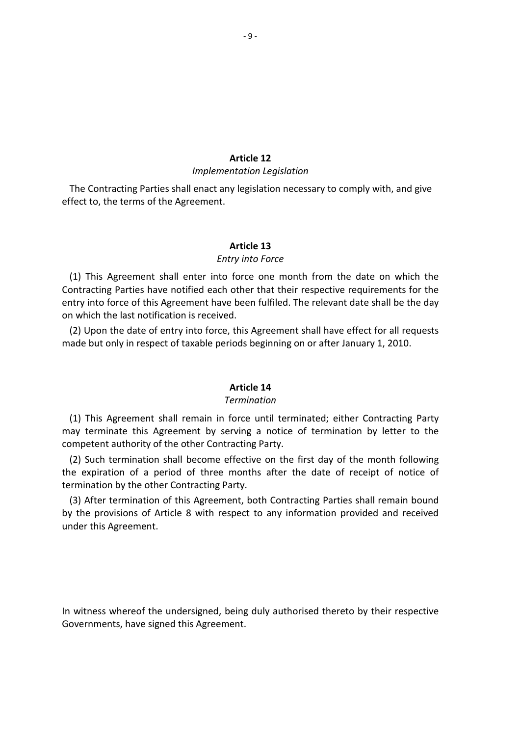## Article 12

*Implementation Legislation*

The Contracting Parties shall enact any legislation necessary to comply with, and give effect to, the terms of the Agreement.

## Article 13

*Entry into Force*

(1) This Agreement shall enter into force one month from the date on which the Contracting Parties have notified each other that their respective requirements for the entry into force of this Agreement have been fulfiled. The relevant date shall be the day on which the last notification is received.

(2) Upon the date of entry into force, this Agreement shall have effect for all requests made but only in respect of taxable periods beginning on or after January 1, 2010.

## Article 14

*Termination*

(1) This Agreement shall remain in force until terminated; either Contracting Party may terminate this Agreement by serving a notice of termination by letter to the competent authority of the other Contracting Party.

(2) Such termination shall become effective on the first day of the month following the expiration of a period of three months after the date of receipt of notice of termination by the other Contracting Party.

(3) After termination of this Agreement, both Contracting Parties shall remain bound by the provisions of Article 8 with respect to any information provided and received under this Agreement.

In witness whereof the undersigned, being duly authorised thereto by their respective Governments, have signed this Agreement.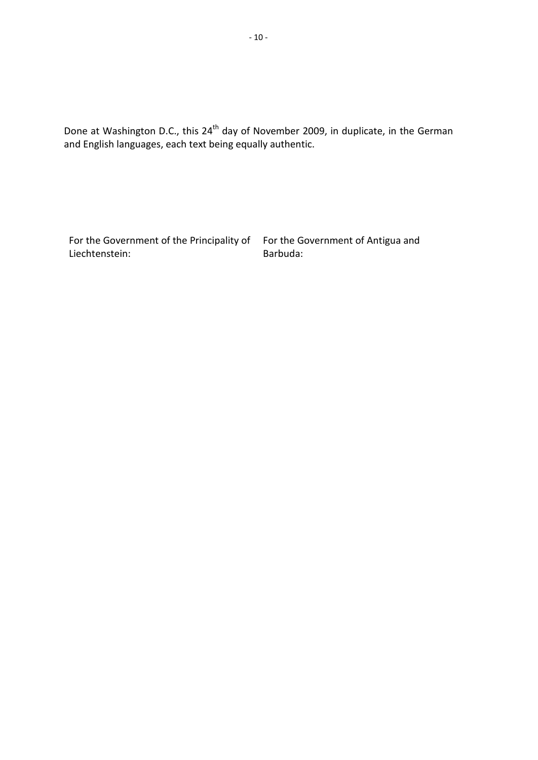Done at Washington D.C., this 24th day of November 2009, in duplicate, in the German and English languages, each text being equally authentic.

| For the Government of the Principality of Liechtenstein: | For the Government of Antigua and Barbuda: |
|---|---|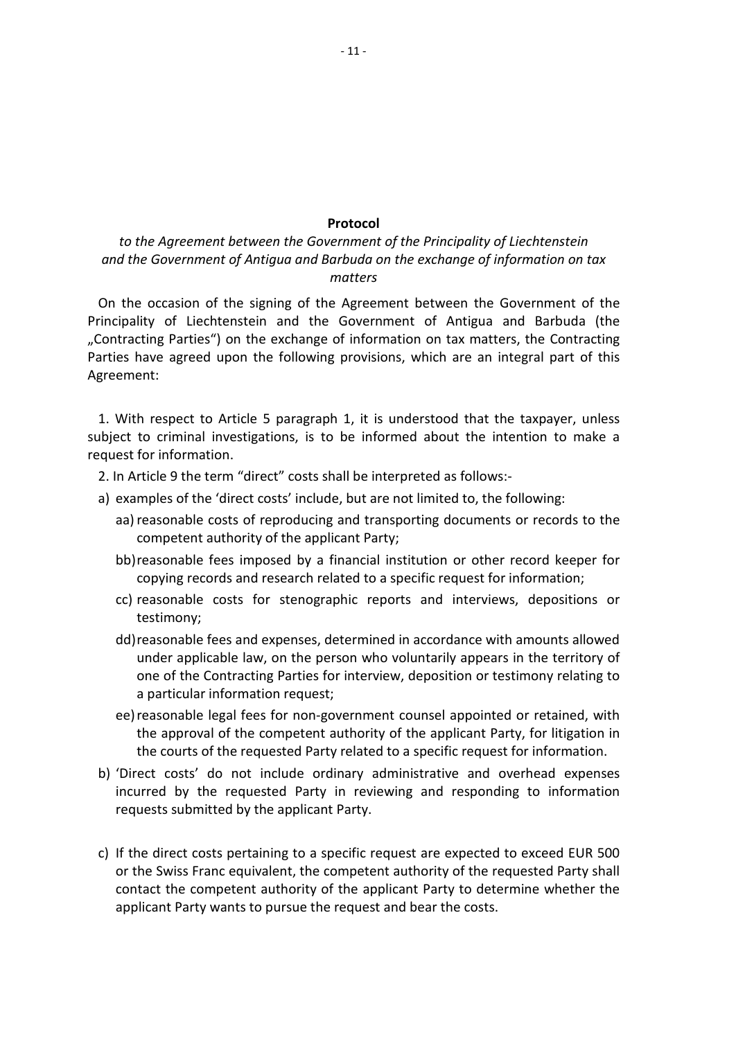**Protocol**

*to the Agreement between the Government of the Principality of Liechtenstein and the Government of Antigua and Barbuda on the exchange of information on tax matters*

On the occasion of the signing of the Agreement between the Government of the Principality of Liechtenstein and the Government of Antigua and Barbuda (the „Contracting Parties") on the exchange of information on tax matters, the Contracting Parties have agreed upon the following provisions, which are an integral part of this Agreement:

1. With respect to Article 5 paragraph 1, it is understood that the taxpayer, unless subject to criminal investigations, is to be informed about the intention to make a request for information.

2. In Article 9 the term "direct" costs shall be interpreted as follows:-

a) examples of the 'direct costs' include, but are not limited to, the following:

   aa) reasonable costs of reproducing and transporting documents or records to the competent authority of the applicant Party;

   bb) reasonable fees imposed by a financial institution or other record keeper for copying records and research related to a specific request for information;

   cc) reasonable costs for stenographic reports and interviews, depositions or testimony;

   dd) reasonable fees and expenses, determined in accordance with amounts allowed under applicable law, on the person who voluntarily appears in the territory of one of the Contracting Parties for interview, deposition or testimony relating to a particular information request;

   ee) reasonable legal fees for non-government counsel appointed or retained, with the approval of the competent authority of the applicant Party, for litigation in the courts of the requested Party related to a specific request for information.

b) 'Direct costs' do not include ordinary administrative and overhead expenses incurred by the requested Party in reviewing and responding to information requests submitted by the applicant Party.

c) If the direct costs pertaining to a specific request are expected to exceed EUR 500 or the Swiss Franc equivalent, the competent authority of the requested Party shall contact the competent authority of the applicant Party to determine whether the applicant Party wants to pursue the request and bear the costs.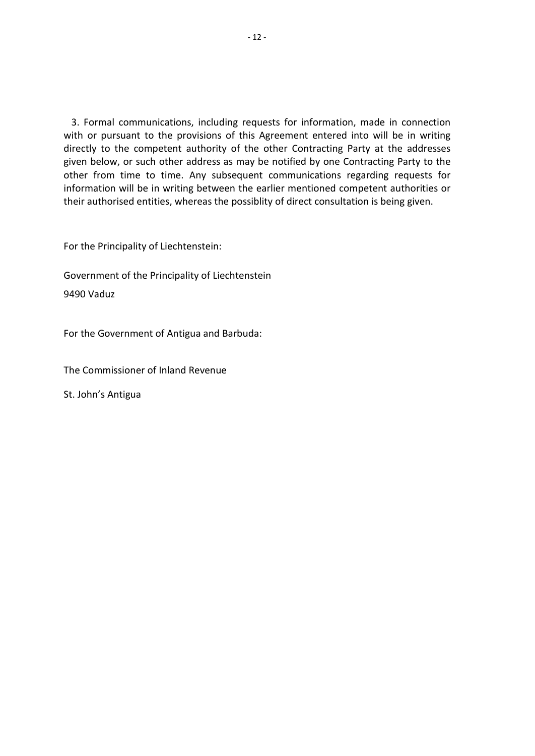3. Formal communications, including requests for information, made in connection with or pursuant to the provisions of this Agreement entered into will be in writing directly to the competent authority of the other Contracting Party at the addresses given below, or such other address as may be notified by one Contracting Party to the other from time to time. Any subsequent communications regarding requests for information will be in writing between the earlier mentioned competent authorities or their authorised entities, whereas the possiblity of direct consultation is being given.

For the Principality of Liechtenstein:

Government of the Principality of Liechtenstein

9490 Vaduz

For the Government of Antigua and Barbuda:

The Commissioner of Inland Revenue

St. John's Antigua